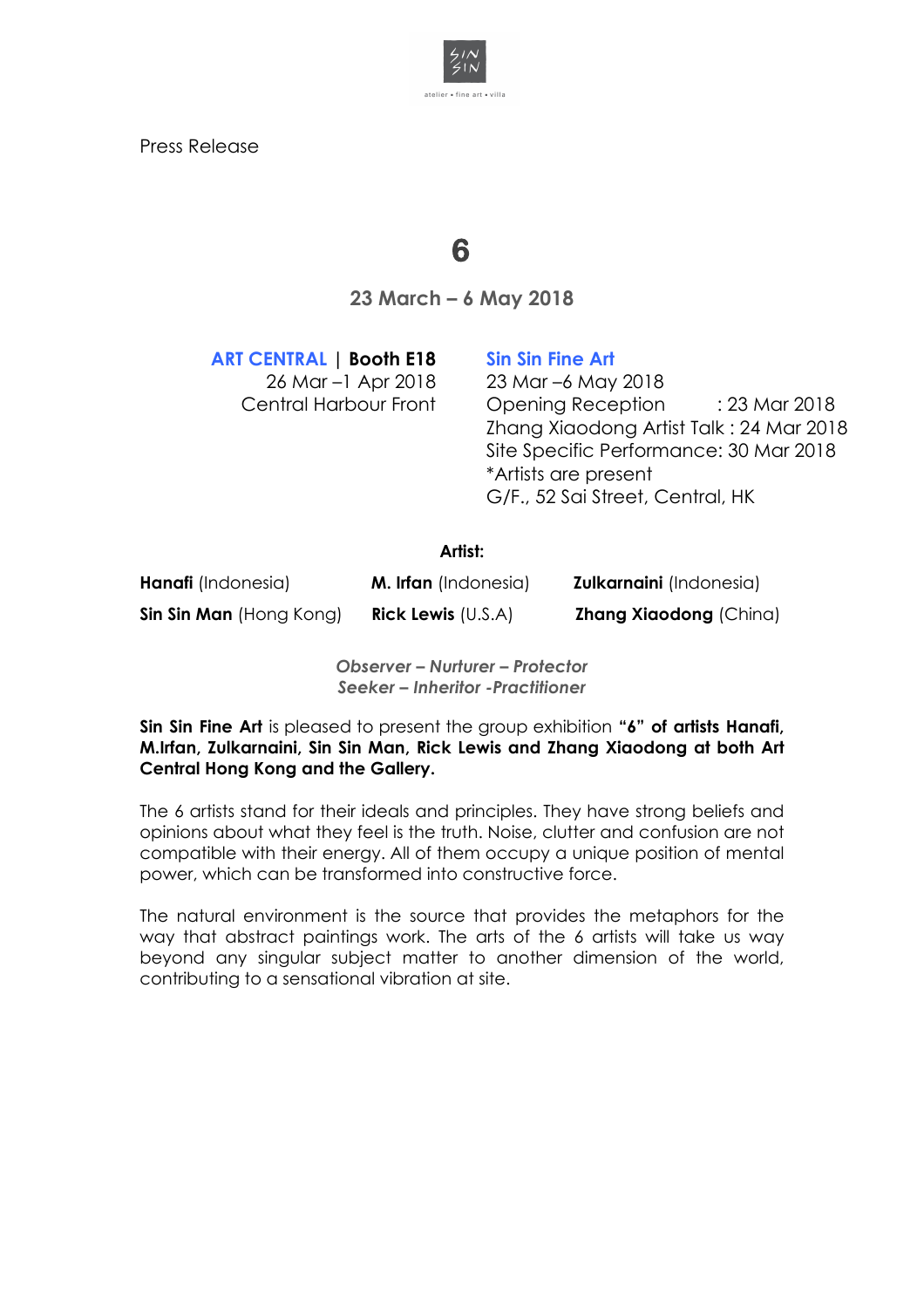Press Release

# 6

## 23 March – 6 May 2018

**ART CENTRAL** | **Booth E18**
26 Mar –1 Apr 2018
Central Harbour Front

**Sin Sin Fine Art**
23 Mar –6 May 2018
Opening Reception : 23 Mar 2018
Zhang Xiaodong Artist Talk : 24 Mar 2018
Site Specific Performance: 30 Mar 2018
*Artists are present
G/F., 52 Sai Street, Central, HK

**Artist:**

| | | |
|---|---|---|
| **Hanafi** (Indonesia) | **M. Irfan** (Indonesia) | **Zulkarnaini** (Indonesia) |
| **Sin Sin Man** (Hong Kong) | **Rick Lewis** (U.S.A) | **Zhang Xiaodong** (China) |

***Observer – Nurturer – Protector***
***Seeker – Inheritor -Practitioner***

**Sin Sin Fine Art** is pleased to present the group exhibition **"6" of artists Hanafi, M.Irfan, Zulkarnaini, Sin Sin Man, Rick Lewis and Zhang Xiaodong at both Art Central Hong Kong and the Gallery.**

The 6 artists stand for their ideals and principles. They have strong beliefs and opinions about what they feel is the truth. Noise, clutter and confusion are not compatible with their energy. All of them occupy a unique position of mental power, which can be transformed into constructive force.

The natural environment is the source that provides the metaphors for the way that abstract paintings work. The arts of the 6 artists will take us way beyond any singular subject matter to another dimension of the world, contributing to a sensational vibration at site.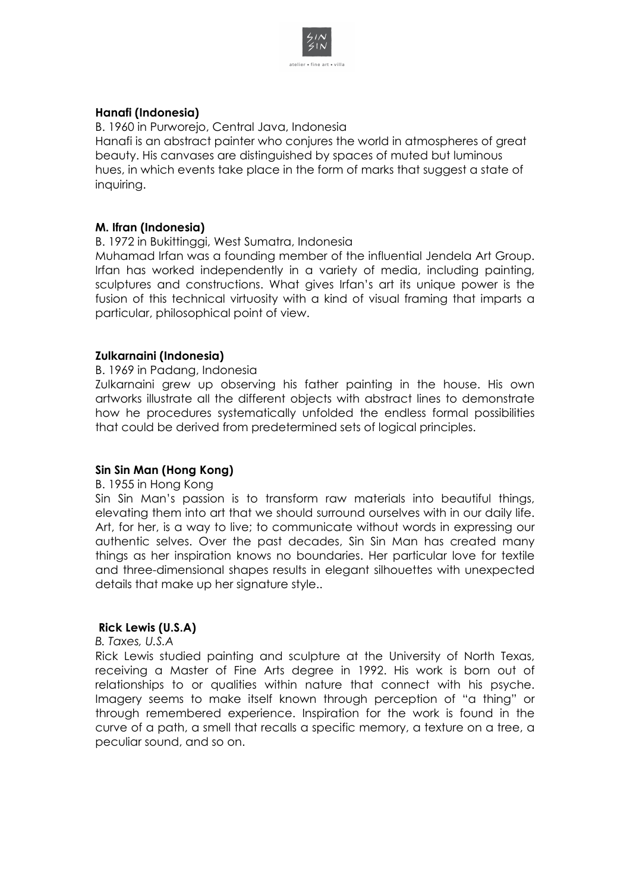**Hanafi (Indonesia)**

B. 1960 in Purworejo, Central Java, Indonesia

Hanafi is an abstract painter who conjures the world in atmospheres of great beauty. His canvases are distinguished by spaces of muted but luminous hues, in which events take place in the form of marks that suggest a state of inquiring.

**M. Ifran (Indonesia)**

B. 1972 in Bukittinggi, West Sumatra, Indonesia

Muhamad Irfan was a founding member of the influential Jendela Art Group. Irfan has worked independently in a variety of media, including painting, sculptures and constructions. What gives Irfan's art its unique power is the fusion of this technical virtuosity with a kind of visual framing that imparts a particular, philosophical point of view.

**Zulkarnaini (Indonesia)**

B. 1969 in Padang, Indonesia

Zulkarnaini grew up observing his father painting in the house. His own artworks illustrate all the different objects with abstract lines to demonstrate how he procedures systematically unfolded the endless formal possibilities that could be derived from predetermined sets of logical principles.

**Sin Sin Man (Hong Kong)**

B. 1955 in Hong Kong

Sin Sin Man's passion is to transform raw materials into beautiful things, elevating them into art that we should surround ourselves with in our daily life. Art, for her, is a way to live; to communicate without words in expressing our authentic selves. Over the past decades, Sin Sin Man has created many things as her inspiration knows no boundaries. Her particular love for textile and three-dimensional shapes results in elegant silhouettes with unexpected details that make up her signature style..

**Rick Lewis (U.S.A)**

*B. Taxes, U.S.A*

Rick Lewis studied painting and sculpture at the University of North Texas, receiving a Master of Fine Arts degree in 1992. His work is born out of relationships to or qualities within nature that connect with his psyche. Imagery seems to make itself known through perception of "a thing" or through remembered experience. Inspiration for the work is found in the curve of a path, a smell that recalls a specific memory, a texture on a tree, a peculiar sound, and so on.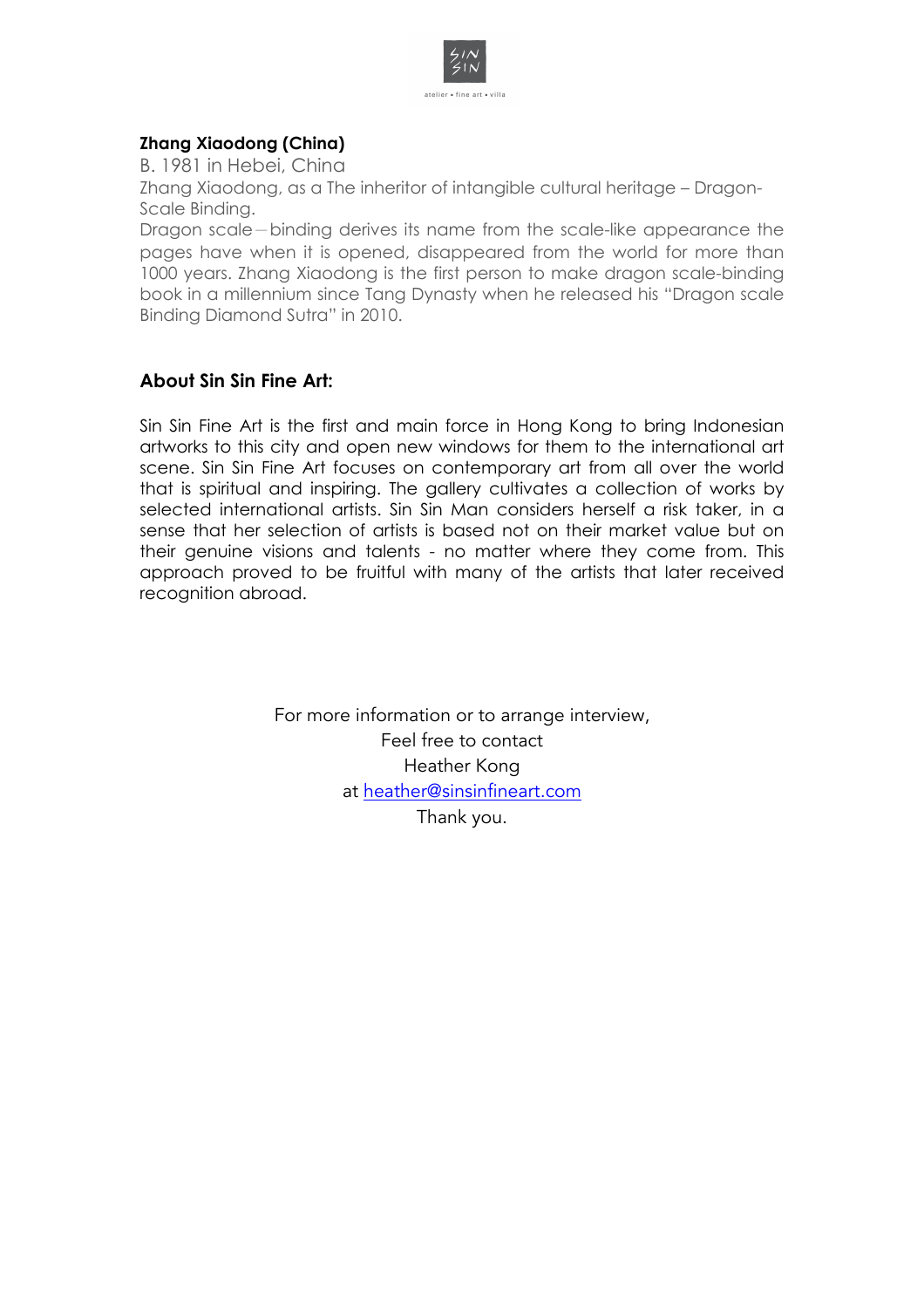**Zhang Xiaodong (China)**

B. 1981 in Hebei, China

Zhang Xiaodong, as a The inheritor of intangible cultural heritage – Dragon-Scale Binding.

Dragon scale—binding derives its name from the scale-like appearance the pages have when it is opened, disappeared from the world for more than 1000 years. Zhang Xiaodong is the first person to make dragon scale-binding book in a millennium since Tang Dynasty when he released his "Dragon scale Binding Diamond Sutra" in 2010.

## About Sin Sin Fine Art:

Sin Sin Fine Art is the first and main force in Hong Kong to bring Indonesian artworks to this city and open new windows for them to the international art scene. Sin Sin Fine Art focuses on contemporary art from all over the world that is spiritual and inspiring. The gallery cultivates a collection of works by selected international artists. Sin Sin Man considers herself a risk taker, in a sense that her selection of artists is based not on their market value but on their genuine visions and talents - no matter where they come from. This approach proved to be fruitful with many of the artists that later received recognition abroad.

For more information or to arrange interview,
Feel free to contact
Heather Kong
at heather@sinsinfineart.com
Thank you.